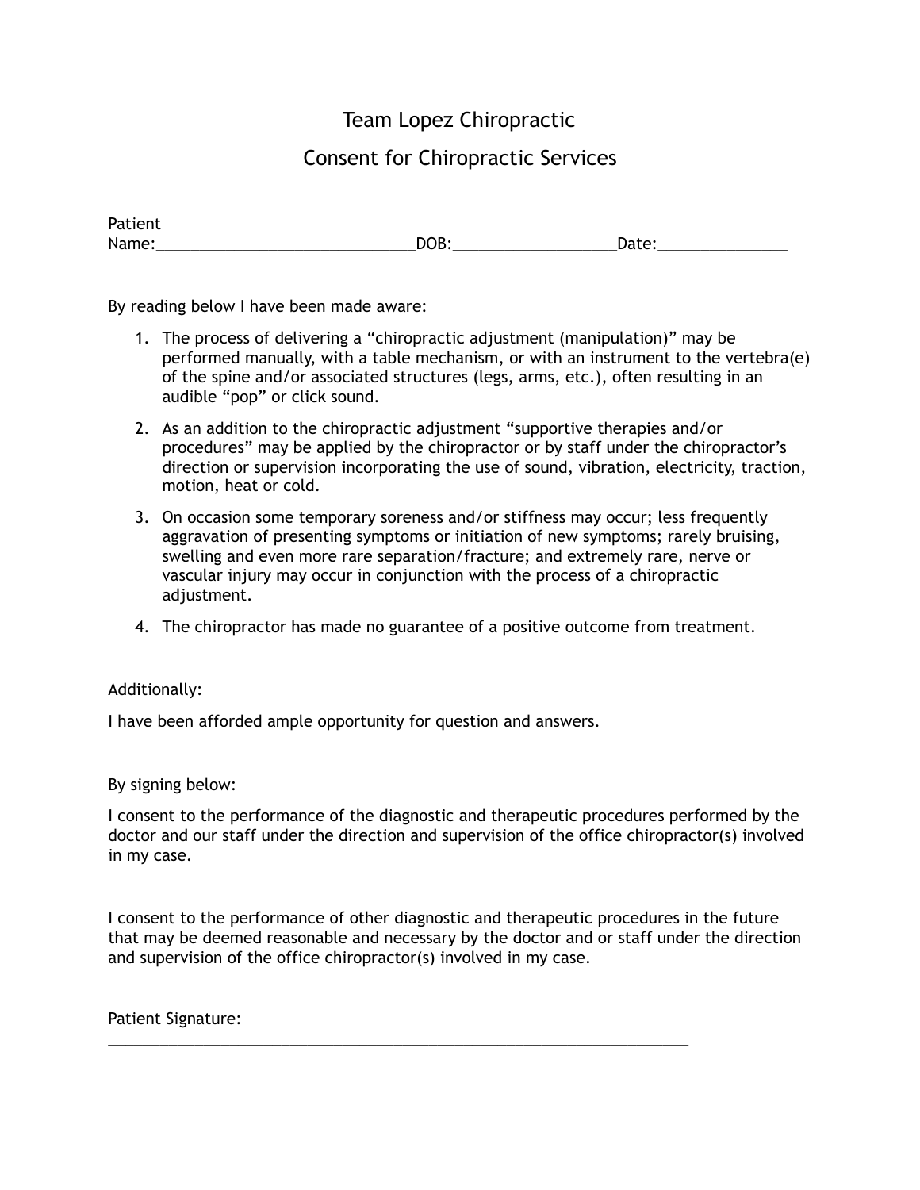# Team Lopez Chiropractic

## Consent for Chiropractic Services

Patient Name:______________________________DOB:___________________Date:_______________

By reading below I have been made aware:

1. The process of delivering a "chiropractic adjustment (manipulation)" may be performed manually, with a table mechanism, or with an instrument to the vertebra(e) of the spine and/or associated structures (legs, arms, etc.), often resulting in an audible "pop" or click sound.
2. As an addition to the chiropractic adjustment "supportive therapies and/or procedures" may be applied by the chiropractor or by staff under the chiropractor's direction or supervision incorporating the use of sound, vibration, electricity, traction, motion, heat or cold.
3. On occasion some temporary soreness and/or stiffness may occur; less frequently aggravation of presenting symptoms or initiation of new symptoms; rarely bruising, swelling and even more rare separation/fracture; and extremely rare, nerve or vascular injury may occur in conjunction with the process of a chiropractic adjustment.
4. The chiropractor has made no guarantee of a positive outcome from treatment.

Additionally:

I have been afforded ample opportunity for question and answers.

By signing below:

I consent to the performance of the diagnostic and therapeutic procedures performed by the doctor and our staff under the direction and supervision of the office chiropractor(s) involved in my case.

I consent to the performance of other diagnostic and therapeutic procedures in the future that may be deemed reasonable and necessary by the doctor and or staff under the direction and supervision of the office chiropractor(s) involved in my case.

Patient Signature: ____________________________________________________________________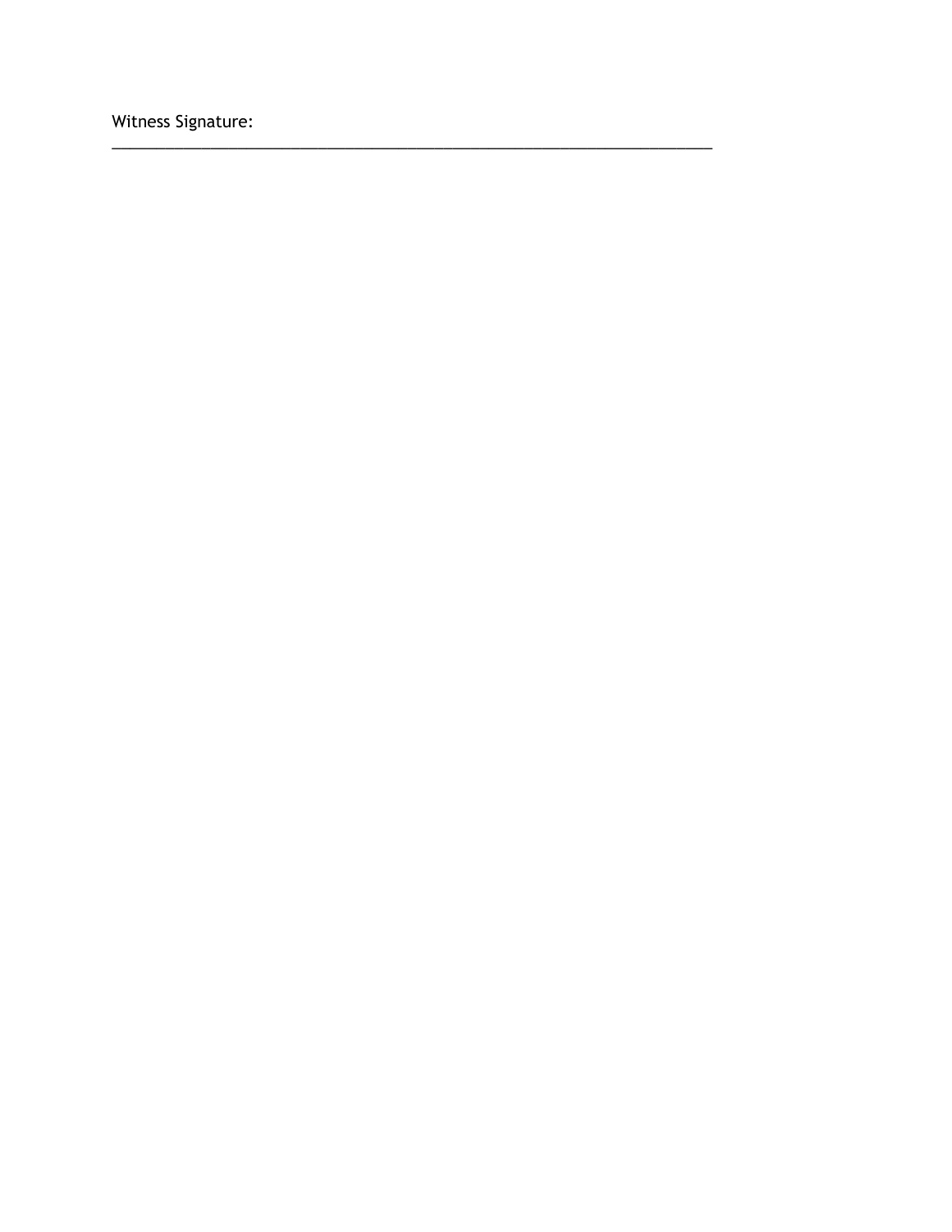Witness Signature:
\_\_\_\_\_\_\_\_\_\_\_\_\_\_\_\_\_\_\_\_\_\_\_\_\_\_\_\_\_\_\_\_\_\_\_\_\_\_\_\_\_\_\_\_\_\_\_\_\_\_\_\_\_\_\_\_\_\_\_\_\_\_\_\_\_\_\_\_\_\_\_\_\_\_\_\_